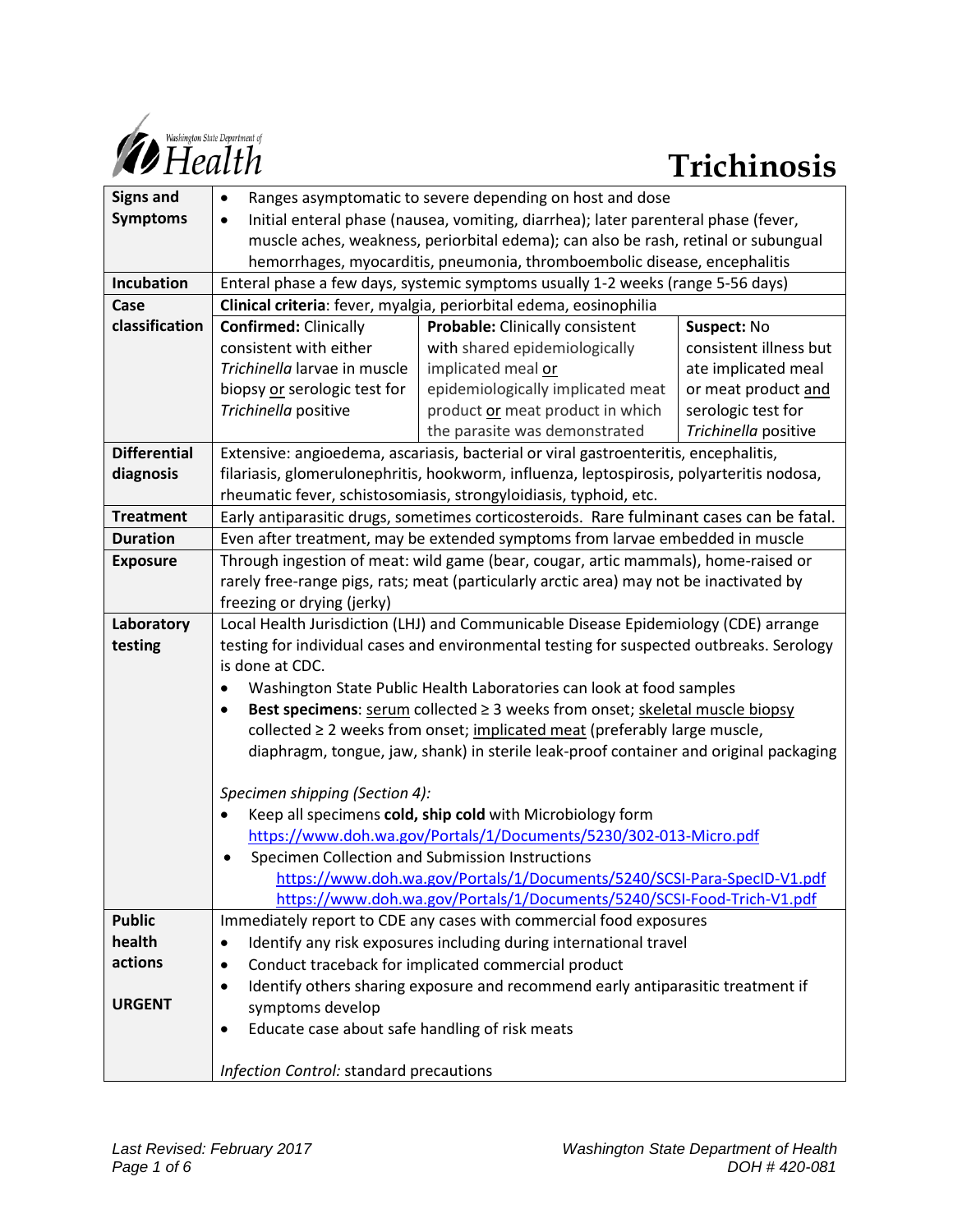Washington State Department of Health

# Trichinosis

| | | | |
|---|---|---|---|
| **Signs and Symptoms** | • Ranges asymptomatic to severe depending on host and dose<br>• Initial enteral phase (nausea, vomiting, diarrhea); later parenteral phase (fever, muscle aches, weakness, periorbital edema); can also be rash, retinal or subungual hemorrhages, myocarditis, pneumonia, thromboembolic disease, encephalitis | | |
| **Incubation** | Enteral phase a few days, systemic symptoms usually 1-2 weeks (range 5-56 days) | | |
| **Case classification** | **Clinical criteria**: fever, myalgia, periorbital edema, eosinophilia | | |
| | **Confirmed:** Clinically consistent with either *Trichinella* larvae in muscle biopsy <u>or</u> serologic test for *Trichinella* positive | **Probable:** Clinically consistent with shared epidemiologically implicated meal <u>or</u> epidemiologically implicated meat product <u>or</u> meat product in which the parasite was demonstrated | **Suspect:** No consistent illness but ate implicated meal or meat product <u>and</u> serologic test for *Trichinella* positive |
| **Differential diagnosis** | Extensive: angioedema, ascariasis, bacterial or viral gastroenteritis, encephalitis, filariasis, glomerulonephritis, hookworm, influenza, leptospirosis, polyarteritis nodosa, rheumatic fever, schistosomiasis, strongyloidiasis, typhoid, etc. | | |
| **Treatment** | Early antiparasitic drugs, sometimes corticosteroids. Rare fulminant cases can be fatal. | | |
| **Duration** | Even after treatment, may be extended symptoms from larvae embedded in muscle | | |
| **Exposure** | Through ingestion of meat: wild game (bear, cougar, artic mammals), home-raised or rarely free-range pigs, rats; meat (particularly arctic area) may not be inactivated by freezing or drying (jerky) | | |
| **Laboratory testing** | Local Health Jurisdiction (LHJ) and Communicable Disease Epidemiology (CDE) arrange testing for individual cases and environmental testing for suspected outbreaks. Serology is done at CDC.<br>• Washington State Public Health Laboratories can look at food samples<br>• **Best specimens**: <u>serum</u> collected ≥ 3 weeks from onset; <u>skeletal muscle biopsy</u> collected ≥ 2 weeks from onset; <u>implicated meat</u> (preferably large muscle, diaphragm, tongue, jaw, shank) in sterile leak-proof container and original packaging<br><br>*Specimen shipping (Section 4):*<br>• Keep all specimens **cold, ship cold** with Microbiology form https://www.doh.wa.gov/Portals/1/Documents/5230/302-013-Micro.pdf<br>• Specimen Collection and Submission Instructions https://www.doh.wa.gov/Portals/1/Documents/5240/SCSI-Para-SpecID-V1.pdf https://www.doh.wa.gov/Portals/1/Documents/5240/SCSI-Food-Trich-V1.pdf | | |
| **Public health actions**<br><br>**URGENT** | Immediately report to CDE any cases with commercial food exposures<br>• Identify any risk exposures including during international travel<br>• Conduct traceback for implicated commercial product<br>• Identify others sharing exposure and recommend early antiparasitic treatment if symptoms develop<br>• Educate case about safe handling of risk meats<br><br>*Infection Control:* standard precautions | | |

*Last Revised: February 2017*

*Washington State Department of Health*
*DOH # 420-081*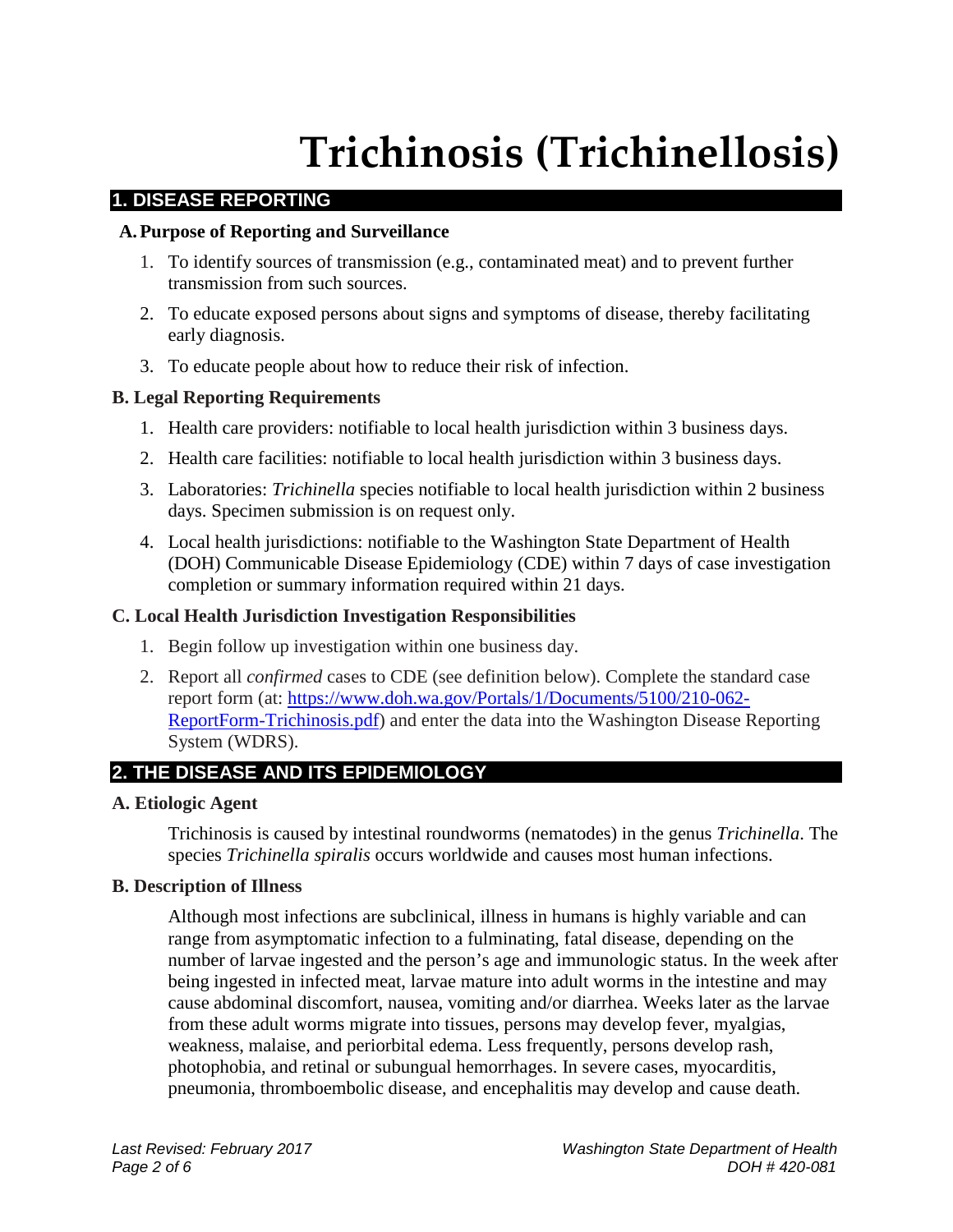# Trichinosis (Trichinellosis)

## 1. DISEASE REPORTING

### A. Purpose of Reporting and Surveillance

1. To identify sources of transmission (e.g., contaminated meat) and to prevent further transmission from such sources.
2. To educate exposed persons about signs and symptoms of disease, thereby facilitating early diagnosis.
3. To educate people about how to reduce their risk of infection.

### B. Legal Reporting Requirements

1. Health care providers: notifiable to local health jurisdiction within 3 business days.
2. Health care facilities: notifiable to local health jurisdiction within 3 business days.
3. Laboratories: *Trichinella* species notifiable to local health jurisdiction within 2 business days. Specimen submission is on request only.
4. Local health jurisdictions: notifiable to the Washington State Department of Health (DOH) Communicable Disease Epidemiology (CDE) within 7 days of case investigation completion or summary information required within 21 days.

### C. Local Health Jurisdiction Investigation Responsibilities

1. Begin follow up investigation within one business day.
2. Report all *confirmed* cases to CDE (see definition below). Complete the standard case report form (at: [https://www.doh.wa.gov/Portals/1/Documents/5100/210-062-ReportForm-Trichinosis.pdf](https://www.doh.wa.gov/Portals/1/Documents/5100/210-062-ReportForm-Trichinosis.pdf)) and enter the data into the Washington Disease Reporting System (WDRS).

## 2. THE DISEASE AND ITS EPIDEMIOLOGY

### A. Etiologic Agent

Trichinosis is caused by intestinal roundworms (nematodes) in the genus *Trichinella*. The species *Trichinella spiralis* occurs worldwide and causes most human infections.

### B. Description of Illness

Although most infections are subclinical, illness in humans is highly variable and can range from asymptomatic infection to a fulminating, fatal disease, depending on the number of larvae ingested and the person's age and immunologic status. In the week after being ingested in infected meat, larvae mature into adult worms in the intestine and may cause abdominal discomfort, nausea, vomiting and/or diarrhea. Weeks later as the larvae from these adult worms migrate into tissues, persons may develop fever, myalgias, weakness, malaise, and periorbital edema. Less frequently, persons develop rash, photophobia, and retinal or subungual hemorrhages. In severe cases, myocarditis, pneumonia, thromboembolic disease, and encephalitis may develop and cause death.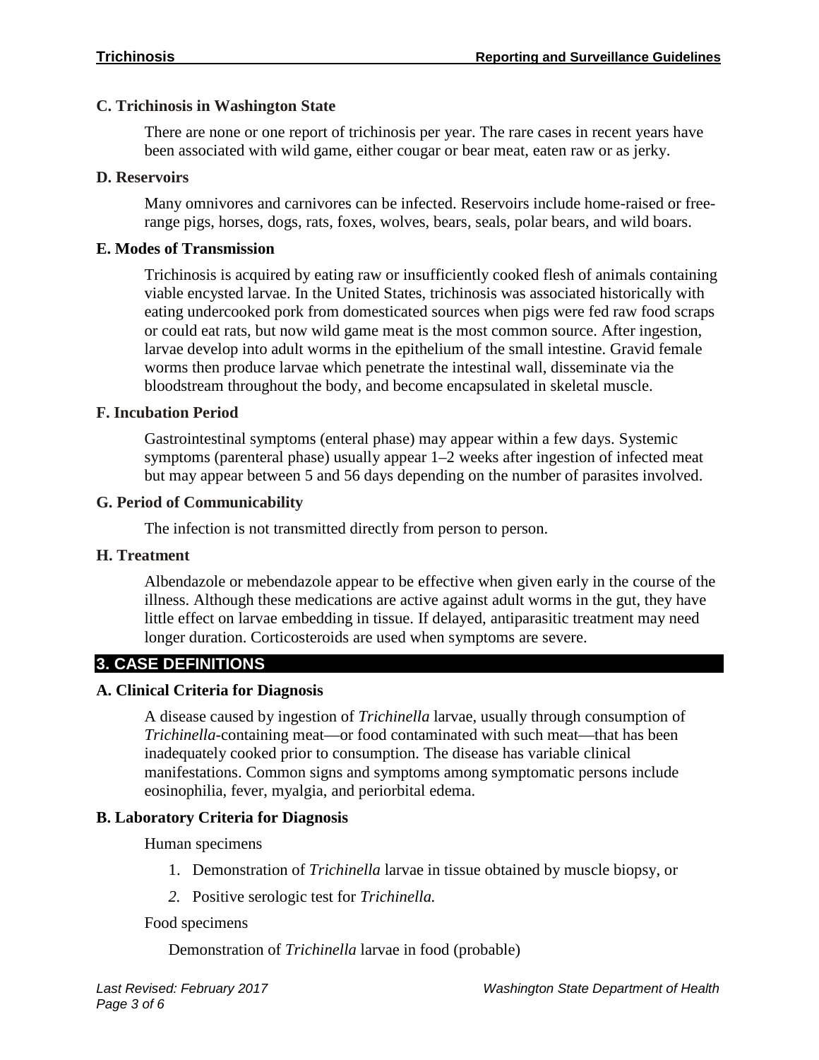### C. Trichinosis in Washington State

There are none or one report of trichinosis per year. The rare cases in recent years have been associated with wild game, either cougar or bear meat, eaten raw or as jerky.

### D. Reservoirs

Many omnivores and carnivores can be infected. Reservoirs include home-raised or free-range pigs, horses, dogs, rats, foxes, wolves, bears, seals, polar bears, and wild boars.

### E. Modes of Transmission

Trichinosis is acquired by eating raw or insufficiently cooked flesh of animals containing viable encysted larvae. In the United States, trichinosis was associated historically with eating undercooked pork from domesticated sources when pigs were fed raw food scraps or could eat rats, but now wild game meat is the most common source. After ingestion, larvae develop into adult worms in the epithelium of the small intestine. Gravid female worms then produce larvae which penetrate the intestinal wall, disseminate via the bloodstream throughout the body, and become encapsulated in skeletal muscle.

### F. Incubation Period

Gastrointestinal symptoms (enteral phase) may appear within a few days. Systemic symptoms (parenteral phase) usually appear 1–2 weeks after ingestion of infected meat but may appear between 5 and 56 days depending on the number of parasites involved.

### G. Period of Communicability

The infection is not transmitted directly from person to person.

### H. Treatment

Albendazole or mebendazole appear to be effective when given early in the course of the illness. Although these medications are active against adult worms in the gut, they have little effect on larvae embedding in tissue. If delayed, antiparasitic treatment may need longer duration. Corticosteroids are used when symptoms are severe.

## 3. CASE DEFINITIONS

### A. Clinical Criteria for Diagnosis

A disease caused by ingestion of *Trichinella* larvae, usually through consumption of *Trichinella*-containing meat—or food contaminated with such meat—that has been inadequately cooked prior to consumption. The disease has variable clinical manifestations. Common signs and symptoms among symptomatic persons include eosinophilia, fever, myalgia, and periorbital edema.

### B. Laboratory Criteria for Diagnosis

Human specimens

1. Demonstration of *Trichinella* larvae in tissue obtained by muscle biopsy, or
2. Positive serologic test for *Trichinella.*

Food specimens

Demonstration of *Trichinella* larvae in food (probable)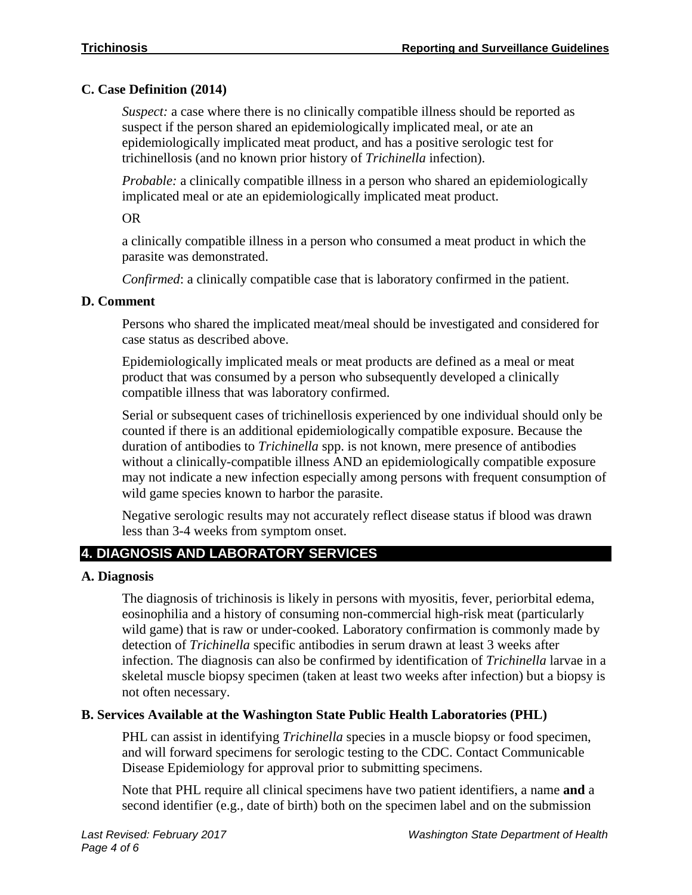### C. Case Definition (2014)

*Suspect:* a case where there is no clinically compatible illness should be reported as suspect if the person shared an epidemiologically implicated meal, or ate an epidemiologically implicated meat product, and has a positive serologic test for trichinellosis (and no known prior history of *Trichinella* infection).

*Probable:* a clinically compatible illness in a person who shared an epidemiologically implicated meal or ate an epidemiologically implicated meat product.

OR

a clinically compatible illness in a person who consumed a meat product in which the parasite was demonstrated.

*Confirmed*: a clinically compatible case that is laboratory confirmed in the patient.

### D. Comment

Persons who shared the implicated meat/meal should be investigated and considered for case status as described above.

Epidemiologically implicated meals or meat products are defined as a meal or meat product that was consumed by a person who subsequently developed a clinically compatible illness that was laboratory confirmed.

Serial or subsequent cases of trichinellosis experienced by one individual should only be counted if there is an additional epidemiologically compatible exposure. Because the duration of antibodies to *Trichinella* spp. is not known, mere presence of antibodies without a clinically-compatible illness AND an epidemiologically compatible exposure may not indicate a new infection especially among persons with frequent consumption of wild game species known to harbor the parasite.

Negative serologic results may not accurately reflect disease status if blood was drawn less than 3-4 weeks from symptom onset.

## 4. DIAGNOSIS AND LABORATORY SERVICES

### A. Diagnosis

The diagnosis of trichinosis is likely in persons with myositis, fever, periorbital edema, eosinophilia and a history of consuming non-commercial high-risk meat (particularly wild game) that is raw or under-cooked. Laboratory confirmation is commonly made by detection of *Trichinella* specific antibodies in serum drawn at least 3 weeks after infection. The diagnosis can also be confirmed by identification of *Trichinella* larvae in a skeletal muscle biopsy specimen (taken at least two weeks after infection) but a biopsy is not often necessary.

### B. Services Available at the Washington State Public Health Laboratories (PHL)

PHL can assist in identifying *Trichinella* species in a muscle biopsy or food specimen, and will forward specimens for serologic testing to the CDC. Contact Communicable Disease Epidemiology for approval prior to submitting specimens.

Note that PHL require all clinical specimens have two patient identifiers, a name **and** a second identifier (e.g., date of birth) both on the specimen label and on the submission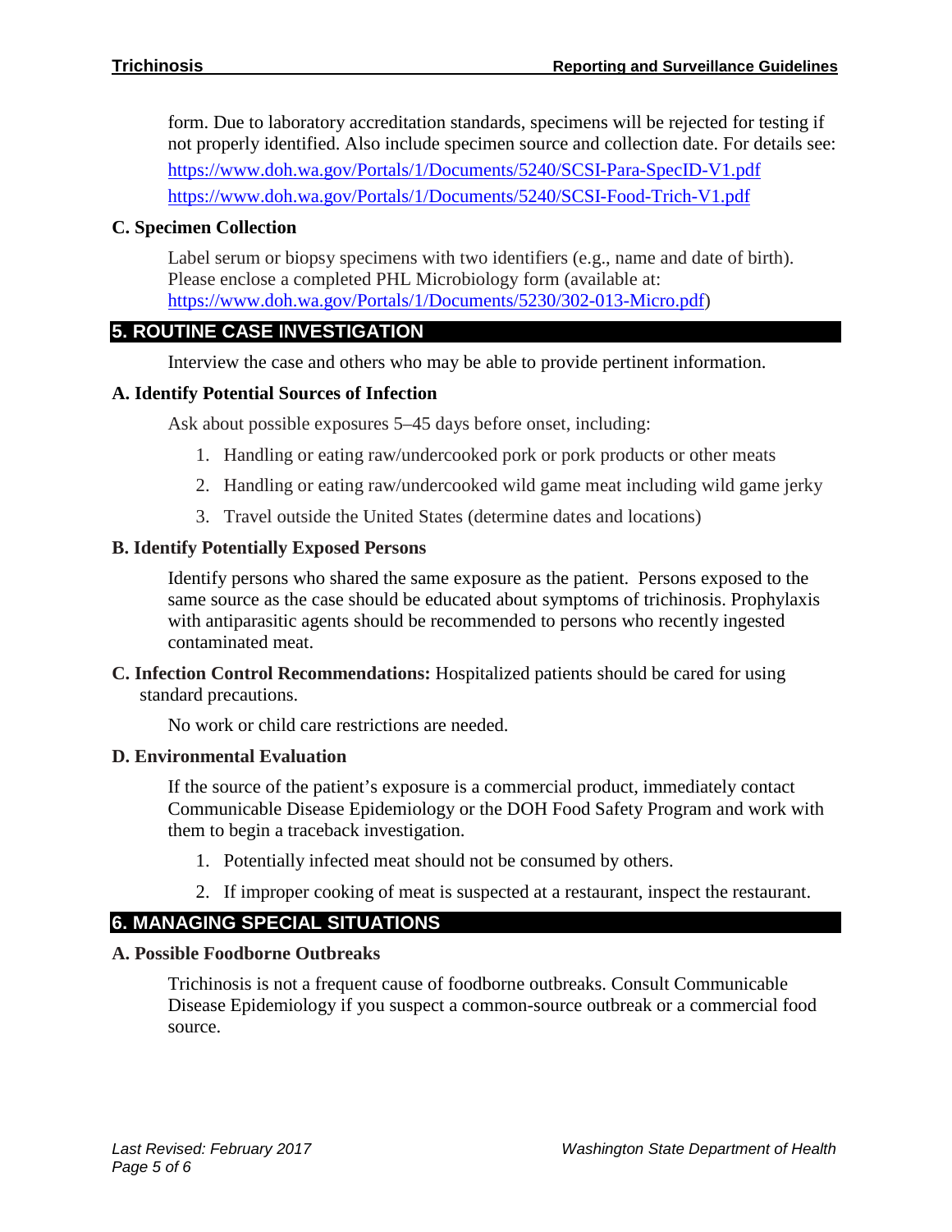form. Due to laboratory accreditation standards, specimens will be rejected for testing if not properly identified. Also include specimen source and collection date. For details see:
https://www.doh.wa.gov/Portals/1/Documents/5240/SCSI-Para-SpecID-V1.pdf
https://www.doh.wa.gov/Portals/1/Documents/5240/SCSI-Food-Trich-V1.pdf

### C. Specimen Collection

Label serum or biopsy specimens with two identifiers (e.g., name and date of birth). Please enclose a completed PHL Microbiology form (available at: https://www.doh.wa.gov/Portals/1/Documents/5230/302-013-Micro.pdf)

## 5. ROUTINE CASE INVESTIGATION

Interview the case and others who may be able to provide pertinent information.

### A. Identify Potential Sources of Infection

Ask about possible exposures 5–45 days before onset, including:

1. Handling or eating raw/undercooked pork or pork products or other meats
2. Handling or eating raw/undercooked wild game meat including wild game jerky
3. Travel outside the United States (determine dates and locations)

### B. Identify Potentially Exposed Persons

Identify persons who shared the same exposure as the patient. Persons exposed to the same source as the case should be educated about symptoms of trichinosis. Prophylaxis with antiparasitic agents should be recommended to persons who recently ingested contaminated meat.

**C. Infection Control Recommendations:** Hospitalized patients should be cared for using standard precautions.

No work or child care restrictions are needed.

### D. Environmental Evaluation

If the source of the patient's exposure is a commercial product, immediately contact Communicable Disease Epidemiology or the DOH Food Safety Program and work with them to begin a traceback investigation.

1. Potentially infected meat should not be consumed by others.
2. If improper cooking of meat is suspected at a restaurant, inspect the restaurant.

## 6. MANAGING SPECIAL SITUATIONS

### A. Possible Foodborne Outbreaks

Trichinosis is not a frequent cause of foodborne outbreaks. Consult Communicable Disease Epidemiology if you suspect a common-source outbreak or a commercial food source.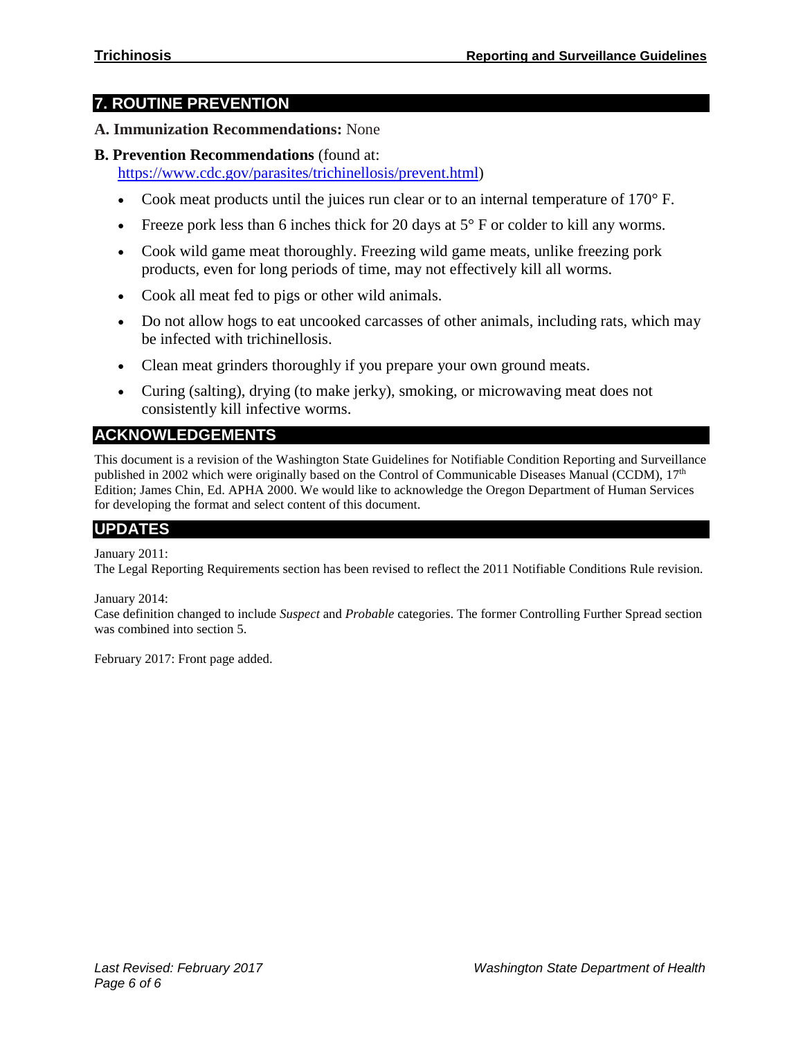## 7. ROUTINE PREVENTION

**A. Immunization Recommendations:** None

**B. Prevention Recommendations** (found at: https://www.cdc.gov/parasites/trichinellosis/prevent.html)

- Cook meat products until the juices run clear or to an internal temperature of 170° F.
- Freeze pork less than 6 inches thick for 20 days at 5° F or colder to kill any worms.
- Cook wild game meat thoroughly. Freezing wild game meats, unlike freezing pork products, even for long periods of time, may not effectively kill all worms.
- Cook all meat fed to pigs or other wild animals.
- Do not allow hogs to eat uncooked carcasses of other animals, including rats, which may be infected with trichinellosis.
- Clean meat grinders thoroughly if you prepare your own ground meats.
- Curing (salting), drying (to make jerky), smoking, or microwaving meat does not consistently kill infective worms.

## ACKNOWLEDGEMENTS

This document is a revision of the Washington State Guidelines for Notifiable Condition Reporting and Surveillance published in 2002 which were originally based on the Control of Communicable Diseases Manual (CCDM), 17th Edition; James Chin, Ed. APHA 2000. We would like to acknowledge the Oregon Department of Human Services for developing the format and select content of this document.

## UPDATES

January 2011:
The Legal Reporting Requirements section has been revised to reflect the 2011 Notifiable Conditions Rule revision.

January 2014:
Case definition changed to include *Suspect* and *Probable* categories. The former Controlling Further Spread section was combined into section 5.

February 2017: Front page added.